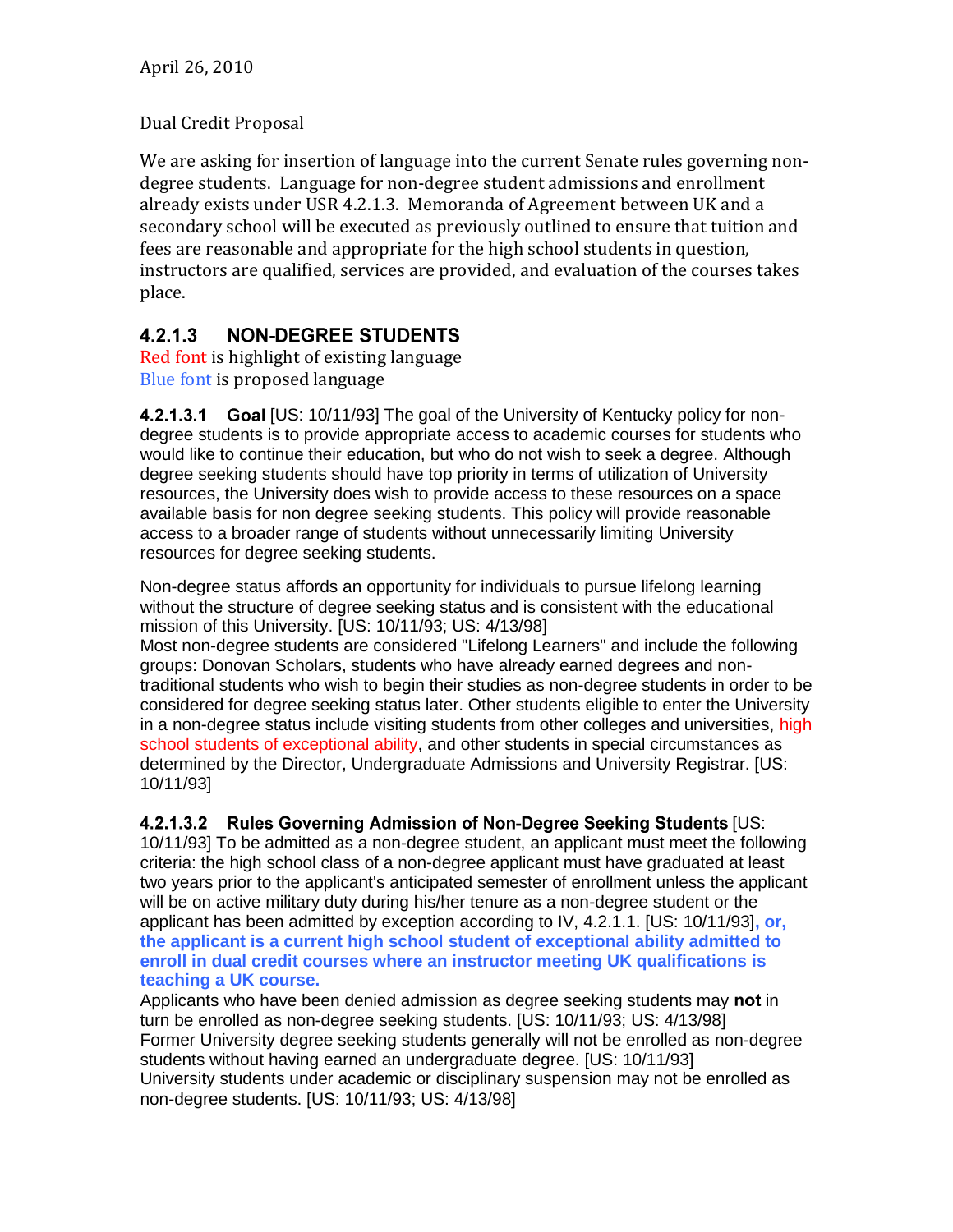April 26, 2010

Dual Credit Proposal

We are asking for insertion of language into the current Senate rules governing non-degree students. Language for non-degree student admissions and enrollment already exists under USR 4.2.1.3. Memoranda of Agreement between UK and a secondary school will be executed as previously outlined to ensure that tuition and fees are reasonable and appropriate for the high school students in question, instructors are qualified, services are provided, and evaluation of the courses takes place.

## 4.2.1.3 NON-DEGREE STUDENTS

Red font is highlight of existing language
Blue font is proposed language

**4.2.1.3.1 Goal** [US: 10/11/93] The goal of the University of Kentucky policy for non-degree students is to provide appropriate access to academic courses for students who would like to continue their education, but who do not wish to seek a degree. Although degree seeking students should have top priority in terms of utilization of University resources, the University does wish to provide access to these resources on a space available basis for non degree seeking students. This policy will provide reasonable access to a broader range of students without unnecessarily limiting University resources for degree seeking students.

Non-degree status affords an opportunity for individuals to pursue lifelong learning without the structure of degree seeking status and is consistent with the educational mission of this University. [US: 10/11/93; US: 4/13/98]
Most non-degree students are considered "Lifelong Learners" and include the following groups: Donovan Scholars, students who have already earned degrees and non-traditional students who wish to begin their studies as non-degree students in order to be considered for degree seeking status later. Other students eligible to enter the University in a non-degree status include visiting students from other colleges and universities, high school students of exceptional ability, and other students in special circumstances as determined by the Director, Undergraduate Admissions and University Registrar. [US: 10/11/93]

**4.2.1.3.2 Rules Governing Admission of Non-Degree Seeking Students** [US: 10/11/93] To be admitted as a non-degree student, an applicant must meet the following criteria: the high school class of a non-degree applicant must have graduated at least two years prior to the applicant's anticipated semester of enrollment unless the applicant will be on active military duty during his/her tenure as a non-degree student or the applicant has been admitted by exception according to IV, 4.2.1.1. [US: 10/11/93]**, or, the applicant is a current high school student of exceptional ability admitted to enroll in dual credit courses where an instructor meeting UK qualifications is teaching a UK course.**
Applicants who have been denied admission as degree seeking students may **not** in turn be enrolled as non-degree seeking students. [US: 10/11/93; US: 4/13/98]
Former University degree seeking students generally will not be enrolled as non-degree students without having earned an undergraduate degree. [US: 10/11/93]
University students under academic or disciplinary suspension may not be enrolled as non-degree students. [US: 10/11/93; US: 4/13/98]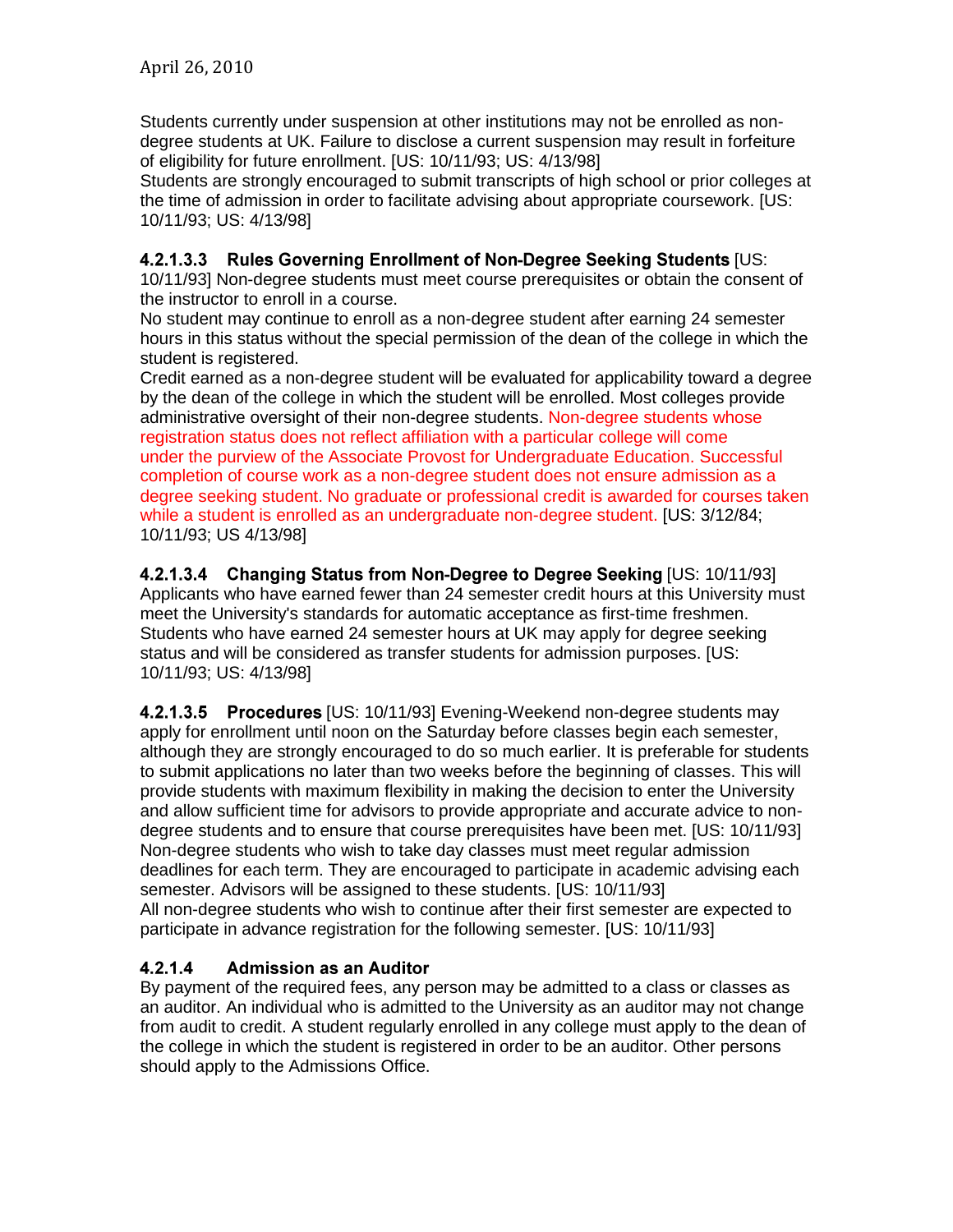Students currently under suspension at other institutions may not be enrolled as non-degree students at UK. Failure to disclose a current suspension may result in forfeiture of eligibility for future enrollment. [US: 10/11/93; US: 4/13/98]
Students are strongly encouraged to submit transcripts of high school or prior colleges at the time of admission in order to facilitate advising about appropriate coursework. [US: 10/11/93; US: 4/13/98]

**4.2.1.3.3 Rules Governing Enrollment of Non-Degree Seeking Students** [US: 10/11/93] Non-degree students must meet course prerequisites or obtain the consent of the instructor to enroll in a course.
No student may continue to enroll as a non-degree student after earning 24 semester hours in this status without the special permission of the dean of the college in which the student is registered.
Credit earned as a non-degree student will be evaluated for applicability toward a degree by the dean of the college in which the student will be enrolled. Most colleges provide administrative oversight of their non-degree students. Non-degree students whose registration status does not reflect affiliation with a particular college will come under the purview of the Associate Provost for Undergraduate Education. Successful completion of course work as a non-degree student does not ensure admission as a degree seeking student. No graduate or professional credit is awarded for courses taken while a student is enrolled as an undergraduate non-degree student. [US: 3/12/84; 10/11/93; US 4/13/98]

**4.2.1.3.4 Changing Status from Non-Degree to Degree Seeking** [US: 10/11/93] Applicants who have earned fewer than 24 semester credit hours at this University must meet the University's standards for automatic acceptance as first-time freshmen. Students who have earned 24 semester hours at UK may apply for degree seeking status and will be considered as transfer students for admission purposes. [US: 10/11/93; US: 4/13/98]

**4.2.1.3.5 Procedures** [US: 10/11/93] Evening-Weekend non-degree students may apply for enrollment until noon on the Saturday before classes begin each semester, although they are strongly encouraged to do so much earlier. It is preferable for students to submit applications no later than two weeks before the beginning of classes. This will provide students with maximum flexibility in making the decision to enter the University and allow sufficient time for advisors to provide appropriate and accurate advice to non-degree students and to ensure that course prerequisites have been met. [US: 10/11/93]
Non-degree students who wish to take day classes must meet regular admission deadlines for each term. They are encouraged to participate in academic advising each semester. Advisors will be assigned to these students. [US: 10/11/93]
All non-degree students who wish to continue after their first semester are expected to participate in advance registration for the following semester. [US: 10/11/93]

**4.2.1.4 Admission as an Auditor**
By payment of the required fees, any person may be admitted to a class or classes as an auditor. An individual who is admitted to the University as an auditor may not change from audit to credit. A student regularly enrolled in any college must apply to the dean of the college in which the student is registered in order to be an auditor. Other persons should apply to the Admissions Office.